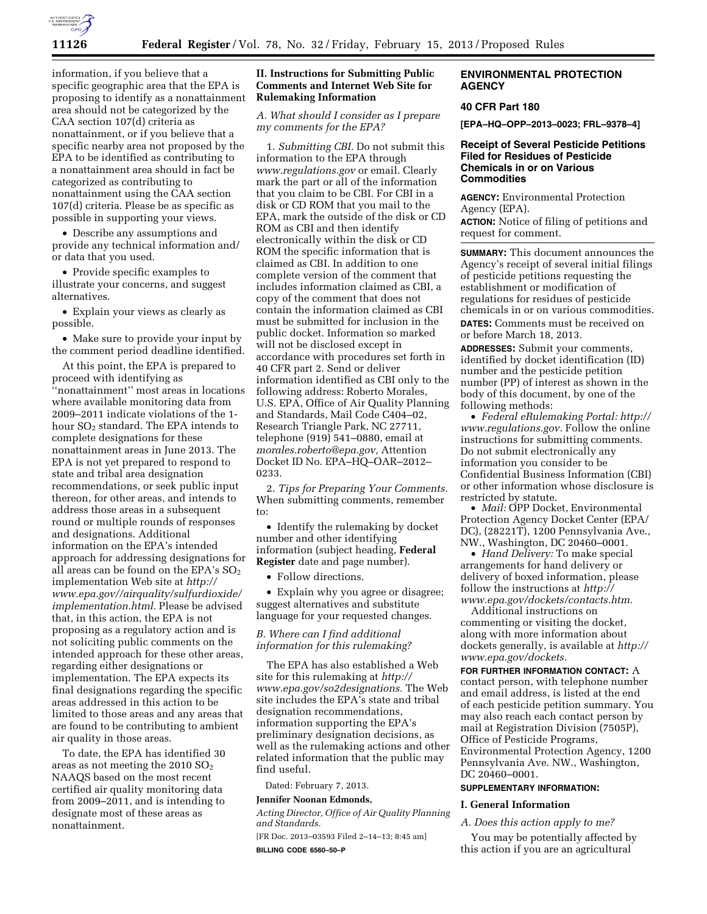information, if you believe that a specific geographic area that the EPA is proposing to identify as a nonattainment area should not be categorized by the CAA section 107(d) criteria as nonattainment, or if you believe that a specific nearby area not proposed by the EPA to be identified as contributing to a nonattainment area should in fact be categorized as contributing to nonattainment using the CAA section 107(d) criteria. Please be as specific as possible in supporting your views.

- Describe any assumptions and provide any technical information and/or data that you used.
- Provide specific examples to illustrate your concerns, and suggest alternatives.
- Explain your views as clearly as possible.
- Make sure to provide your input by the comment period deadline identified.

At this point, the EPA is prepared to proceed with identifying as ''nonattainment'' most areas in locations where available monitoring data from 2009–2011 indicate violations of the 1-hour $SO_2$ standard. The EPA intends to complete designations for these nonattainment areas in June 2013. The EPA is not yet prepared to respond to state and tribal area designation recommendations, or seek public input thereon, for other areas, and intends to address those areas in a subsequent round or multiple rounds of responses and designations. Additional information on the EPA's intended approach for addressing designations for all areas can be found on the EPA's $SO_2$ implementation Web site at *http://www.epa.gov//airquality/sulfurdioxide/implementation.html.* Please be advised that, in this action, the EPA is not proposing as a regulatory action and is not soliciting public comments on the intended approach for these other areas, regarding either designations or implementation. The EPA expects its final designations regarding the specific areas addressed in this action to be limited to those areas and any areas that are found to be contributing to ambient air quality in those areas.

To date, the EPA has identified 30 areas as not meeting the 2010 $SO_2$ NAAQS based on the most recent certified air quality monitoring data from 2009–2011, and is intending to designate most of these areas as nonattainment.

## II. Instructions for Submitting Public Comments and Internet Web Site for Rulemaking Information

### *A. What should I consider as I prepare my comments for the EPA?*

1. *Submitting CBI.* Do not submit this information to the EPA through *www.regulations.gov* or email. Clearly mark the part or all of the information that you claim to be CBI. For CBI in a disk or CD ROM that you mail to the EPA, mark the outside of the disk or CD ROM as CBI and then identify electronically within the disk or CD ROM the specific information that is claimed as CBI. In addition to one complete version of the comment that includes information claimed as CBI, a copy of the comment that does not contain the information claimed as CBI must be submitted for inclusion in the public docket. Information so marked will not be disclosed except in accordance with procedures set forth in 40 CFR part 2. Send or deliver information identified as CBI only to the following address: Roberto Morales, U.S. EPA, Office of Air Quality Planning and Standards, Mail Code C404–02, Research Triangle Park, NC 27711, telephone (919) 541–0880, email at *morales.roberto@epa.gov,* Attention Docket ID No. EPA–HQ–OAR–2012–0233.

2. *Tips for Preparing Your Comments.* When submitting comments, remember to:

- Identify the rulemaking by docket number and other identifying information (subject heading, **Federal Register** date and page number).
- Follow directions.
- Explain why you agree or disagree; suggest alternatives and substitute language for your requested changes.

### *B. Where can I find additional information for this rulemaking?*

The EPA has also established a Web site for this rulemaking at *http://www.epa.gov/so2designations.* The Web site includes the EPA's state and tribal designation recommendations, information supporting the EPA's preliminary designation decisions, as well as the rulemaking actions and other related information that the public may find useful.

Dated: February 7, 2013.

**Jennifer Noonan Edmonds,**

*Acting Director, Office of Air Quality Planning and Standards.*

[FR Doc. 2013–03593 Filed 2–14–13; 8:45 am]

**BILLING CODE 6560–50–P**

# ENVIRONMENTAL PROTECTION AGENCY

## 40 CFR Part 180

**[EPA–HQ–OPP–2013–0023; FRL–9378–4]**

## Receipt of Several Pesticide Petitions Filed for Residues of Pesticide Chemicals in or on Various Commodities

**AGENCY:** Environmental Protection Agency (EPA).

**ACTION:** Notice of filing of petitions and request for comment.

**SUMMARY:** This document announces the Agency's receipt of several initial filings of pesticide petitions requesting the establishment or modification of regulations for residues of pesticide chemicals in or on various commodities.

**DATES:** Comments must be received on or before March 18, 2013.

**ADDRESSES:** Submit your comments, identified by docket identification (ID) number and the pesticide petition number (PP) of interest as shown in the body of this document, by one of the following methods:

- *Federal eRulemaking Portal: http://www.regulations.gov.* Follow the online instructions for submitting comments. Do not submit electronically any information you consider to be Confidential Business Information (CBI) or other information whose disclosure is restricted by statute.
- *Mail:* OPP Docket, Environmental Protection Agency Docket Center (EPA/DC), (28221T), 1200 Pennsylvania Ave., NW., Washington, DC 20460–0001.
- *Hand Delivery:* To make special arrangements for hand delivery or delivery of boxed information, please follow the instructions at *http://www.epa.gov/dockets/contacts.htm.*

Additional instructions on commenting or visiting the docket, along with more information about dockets generally, is available at *http://www.epa.gov/dockets.*

**FOR FURTHER INFORMATION CONTACT:** A contact person, with telephone number and email address, is listed at the end of each pesticide petition summary. You may also reach each contact person by mail at Registration Division (7505P), Office of Pesticide Programs, Environmental Protection Agency, 1200 Pennsylvania Ave. NW., Washington, DC 20460–0001.

**SUPPLEMENTARY INFORMATION:**

## I. General Information

### *A. Does this action apply to me?*

You may be potentially affected by this action if you are an agricultural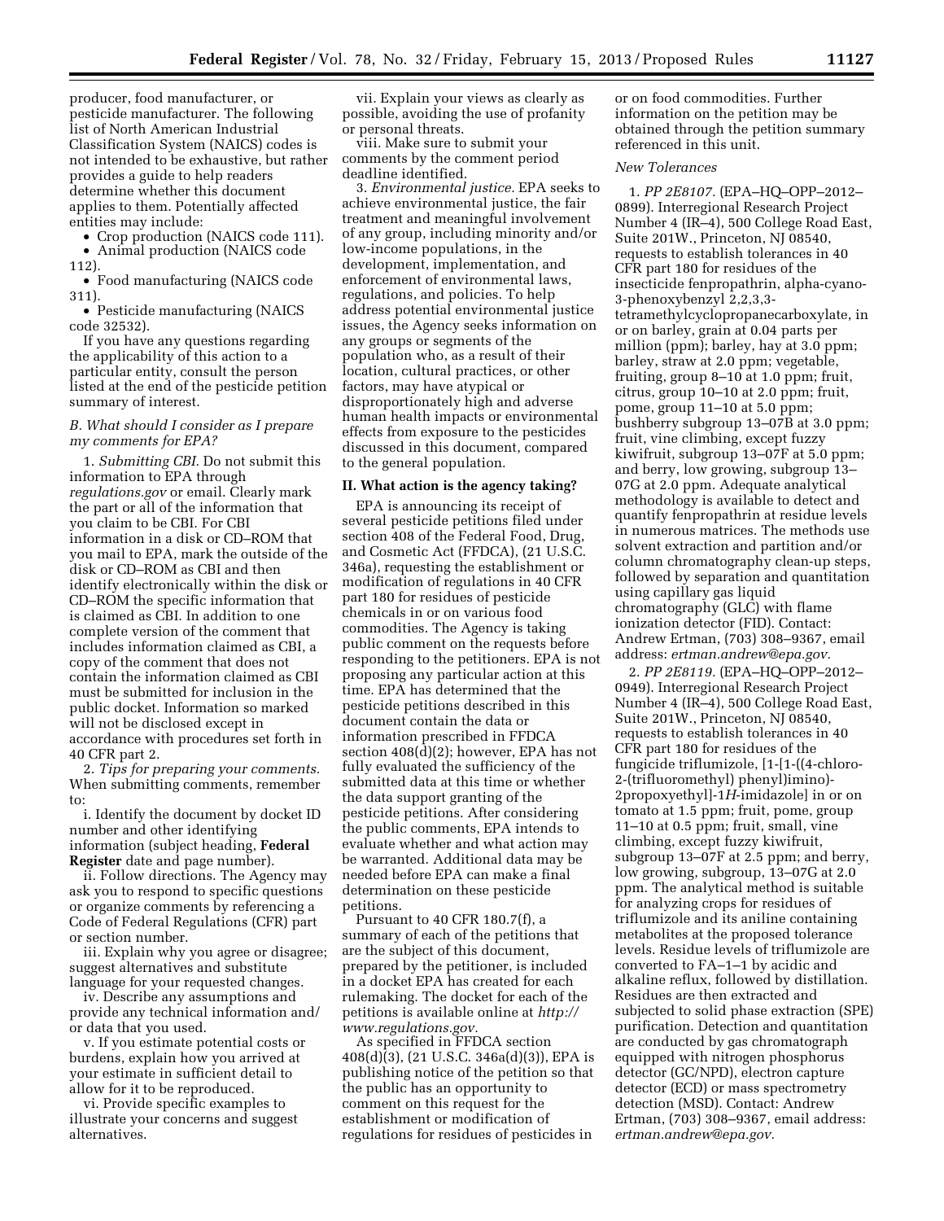producer, food manufacturer, or pesticide manufacturer. The following list of North American Industrial Classification System (NAICS) codes is not intended to be exhaustive, but rather provides a guide to help readers determine whether this document applies to them. Potentially affected entities may include:

- Crop production (NAICS code 111).
- Animal production (NAICS code 112).
- Food manufacturing (NAICS code 311).
- Pesticide manufacturing (NAICS code 32532).

If you have any questions regarding the applicability of this action to a particular entity, consult the person listed at the end of the pesticide petition summary of interest.

### *B. What should I consider as I prepare my comments for EPA?*

1. *Submitting CBI.* Do not submit this information to EPA through *regulations.gov* or email. Clearly mark the part or all of the information that you claim to be CBI. For CBI information in a disk or CD–ROM that you mail to EPA, mark the outside of the disk or CD–ROM as CBI and then identify electronically within the disk or CD–ROM the specific information that is claimed as CBI. In addition to one complete version of the comment that includes information claimed as CBI, a copy of the comment that does not contain the information claimed as CBI must be submitted for inclusion in the public docket. Information so marked will not be disclosed except in accordance with procedures set forth in 40 CFR part 2.

2. *Tips for preparing your comments.* When submitting comments, remember to:

i. Identify the document by docket ID number and other identifying information (subject heading, **Federal Register** date and page number).

ii. Follow directions. The Agency may ask you to respond to specific questions or organize comments by referencing a Code of Federal Regulations (CFR) part or section number.

iii. Explain why you agree or disagree; suggest alternatives and substitute language for your requested changes.

iv. Describe any assumptions and provide any technical information and/or data that you used.

v. If you estimate potential costs or burdens, explain how you arrived at your estimate in sufficient detail to allow for it to be reproduced.

vi. Provide specific examples to illustrate your concerns and suggest alternatives.

vii. Explain your views as clearly as possible, avoiding the use of profanity or personal threats.

viii. Make sure to submit your comments by the comment period deadline identified.

3. *Environmental justice.* EPA seeks to achieve environmental justice, the fair treatment and meaningful involvement of any group, including minority and/or low-income populations, in the development, implementation, and enforcement of environmental laws, regulations, and policies. To help address potential environmental justice issues, the Agency seeks information on any groups or segments of the population who, as a result of their location, cultural practices, or other factors, may have atypical or disproportionately high and adverse human health impacts or environmental effects from exposure to the pesticides discussed in this document, compared to the general population.

## II. What action is the agency taking?

EPA is announcing its receipt of several pesticide petitions filed under section 408 of the Federal Food, Drug, and Cosmetic Act (FFDCA), (21 U.S.C. 346a), requesting the establishment or modification of regulations in 40 CFR part 180 for residues of pesticide chemicals in or on various food commodities. The Agency is taking public comment on the requests before responding to the petitioners. EPA is not proposing any particular action at this time. EPA has determined that the pesticide petitions described in this document contain the data or information prescribed in FFDCA section 408(d)(2); however, EPA has not fully evaluated the sufficiency of the submitted data at this time or whether the data support granting of the pesticide petitions. After considering the public comments, EPA intends to evaluate whether and what action may be warranted. Additional data may be needed before EPA can make a final determination on these pesticide petitions.

Pursuant to 40 CFR 180.7(f), a summary of each of the petitions that are the subject of this document, prepared by the petitioner, is included in a docket EPA has created for each rulemaking. The docket for each of the petitions is available online at *http://www.regulations.gov.*

As specified in FFDCA section 408(d)(3), (21 U.S.C. 346a(d)(3)), EPA is publishing notice of the petition so that the public has an opportunity to comment on this request for the establishment or modification of regulations for residues of pesticides in or on food commodities. Further information on the petition may be obtained through the petition summary referenced in this unit.

### *New Tolerances*

1. *PP 2E8107.* (EPA–HQ–OPP–2012–0899). Interregional Research Project Number 4 (IR–4), 500 College Road East, Suite 201W., Princeton, NJ 08540, requests to establish tolerances in 40 CFR part 180 for residues of the insecticide fenpropathrin, alpha-cyano-3-phenoxybenzyl 2,2,3,3-tetramethylcyclopropanecarboxylate, in or on barley, grain at 0.04 parts per million (ppm); barley, hay at 3.0 ppm; barley, straw at 2.0 ppm; vegetable, fruiting, group 8–10 at 1.0 ppm; fruit, citrus, group 10–10 at 2.0 ppm; fruit, pome, group 11–10 at 5.0 ppm; bushberry subgroup 13–07B at 3.0 ppm; fruit, vine climbing, except fuzzy kiwifruit, subgroup 13–07F at 5.0 ppm; and berry, low growing, subgroup 13–07G at 2.0 ppm. Adequate analytical methodology is available to detect and quantify fenpropathrin at residue levels in numerous matrices. The methods use solvent extraction and partition and/or column chromatography clean-up steps, followed by separation and quantitation using capillary gas liquid chromatography (GLC) with flame ionization detector (FID). Contact: Andrew Ertman, (703) 308–9367, email address: *ertman.andrew@epa.gov.*

2. *PP 2E8119.* (EPA–HQ–OPP–2012–0949). Interregional Research Project Number 4 (IR–4), 500 College Road East, Suite 201W., Princeton, NJ 08540, requests to establish tolerances in 40 CFR part 180 for residues of the fungicide triflumizole, [1-[1-((4-chloro-2-(trifluoromethyl) phenyl)imino)-2propoxyethyl]-1*H*-imidazole] in or on tomato at 1.5 ppm; fruit, pome, group 11–10 at 0.5 ppm; fruit, small, vine climbing, except fuzzy kiwifruit, subgroup 13–07F at 2.5 ppm; and berry, low growing, subgroup, 13–07G at 2.0 ppm. The analytical method is suitable for analyzing crops for residues of triflumizole and its aniline containing metabolites at the proposed tolerance levels. Residue levels of triflumizole are converted to FA–1–1 by acidic and alkaline reflux, followed by distillation. Residues are then extracted and subjected to solid phase extraction (SPE) purification. Detection and quantitation are conducted by gas chromatograph equipped with nitrogen phosphorus detector (GC/NPD), electron capture detector (ECD) or mass spectrometry detection (MSD). Contact: Andrew Ertman, (703) 308–9367, email address: *ertman.andrew@epa.gov.*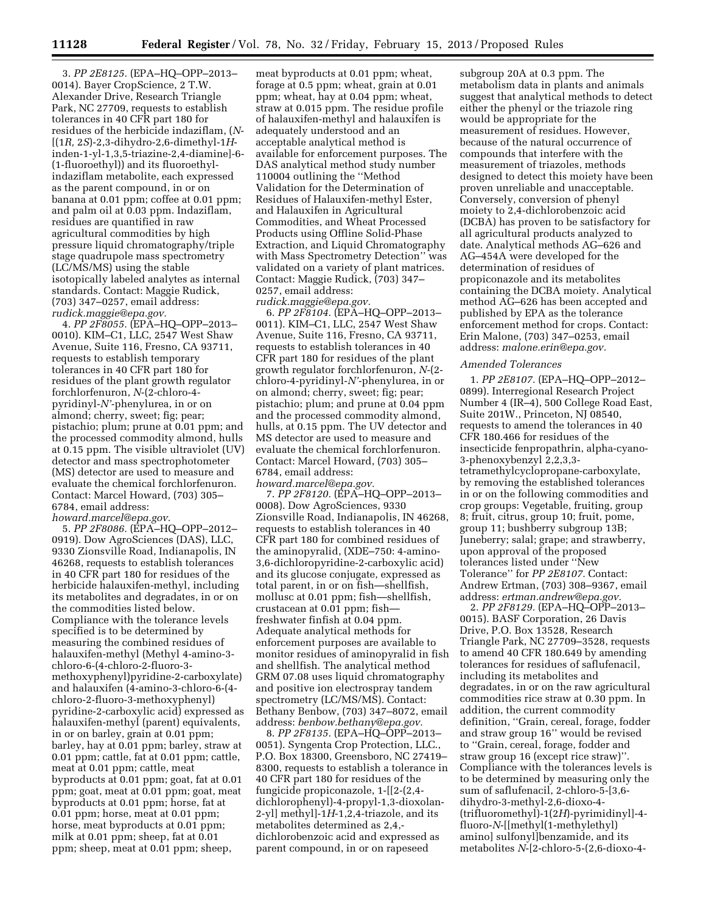3. *PP 2E8125.* (EPA–HQ–OPP–2013–0014). Bayer CropScience, 2 T.W. Alexander Drive, Research Triangle Park, NC 27709, requests to establish tolerances in 40 CFR part 180 for residues of the herbicide indaziflam, (*N*-[(1*R,* 2*S*)-2,3-dihydro-2,6-dimethyl-1*H*-inden-1-yl-1,3,5-triazine-2,4-diamine]-6-(1-fluoroethyl)) and its fluoroethyl-indaziflam metabolite, each expressed as the parent compound, in or on banana at 0.01 ppm; coffee at 0.01 ppm; and palm oil at 0.03 ppm. Indaziflam, residues are quantified in raw agricultural commodities by high pressure liquid chromatography/triple stage quadrupole mass spectrometry (LC/MS/MS) using the stable isotopically labeled analytes as internal standards. Contact: Maggie Rudick, (703) 347–0257, email address: *rudick.maggie@epa.gov.*

4. *PP 2F8055.* (EPA–HQ–OPP–2013–0010). KIM–C1, LLC, 2547 West Shaw Avenue, Suite 116, Fresno, CA 93711, requests to establish temporary tolerances in 40 CFR part 180 for residues of the plant growth regulator forchlorfenuron, *N*-(2-chloro-4-pyridinyl-*N'*-phenylurea, in or on almond; cherry, sweet; fig; pear; pistachio; plum; prune at 0.01 ppm; and the processed commodity almond, hulls at 0.15 ppm. The visible ultraviolet (UV) detector and mass spectrophotometer (MS) detector are used to measure and evaluate the chemical forchlorfenuron. Contact: Marcel Howard, (703) 305–6784, email address: *howard.marcel@epa.gov.*

5. *PP 2F8086.* (EPA–HQ–OPP–2012–0919). Dow AgroSciences (DAS), LLC, 9330 Zionsville Road, Indianapolis, IN 46268, requests to establish tolerances in 40 CFR part 180 for residues of the herbicide halauxifen-methyl, including its metabolites and degradates, in or on the commodities listed below. Compliance with the tolerance levels specified is to be determined by measuring the combined residues of halauxifen-methyl (Methyl 4-amino-3-chloro-6-(4-chloro-2-fluoro-3-methoxyphenyl)pyridine-2-carboxylate) and halauxifen (4-amino-3-chloro-6-(4-chloro-2-fluoro-3-methoxyphenyl) pyridine-2-carboxylic acid) expressed as halauxifen-methyl (parent) equivalents, in or on barley, grain at 0.01 ppm; barley, hay at 0.01 ppm; barley, straw at 0.01 ppm; cattle, fat at 0.01 ppm; cattle, meat at 0.01 ppm; cattle, meat byproducts at 0.01 ppm; goat, fat at 0.01 ppm; goat, meat at 0.01 ppm; goat, meat byproducts at 0.01 ppm; horse, fat at 0.01 ppm; horse, meat at 0.01 ppm; horse, meat byproducts at 0.01 ppm; milk at 0.01 ppm; sheep, fat at 0.01 ppm; sheep, meat at 0.01 ppm; sheep, meat byproducts at 0.01 ppm; wheat, forage at 0.5 ppm; wheat, grain at 0.01 ppm; wheat, hay at 0.04 ppm; wheat, straw at 0.015 ppm. The residue profile of halauxifen-methyl and halauxifen is adequately understood and an acceptable analytical method is available for enforcement purposes. The DAS analytical method study number 110004 outlining the ''Method Validation for the Determination of Residues of Halauxifen-methyl Ester, and Halauxifen in Agricultural Commodities, and Wheat Processed Products using Offline Solid-Phase Extraction, and Liquid Chromatography with Mass Spectrometry Detection'' was validated on a variety of plant matrices. Contact: Maggie Rudick, (703) 347–0257, email address: *rudick.maggie@epa.gov.*

6. *PP 2F8104.* (EPA–HQ–OPP–2013–0011). KIM–C1, LLC, 2547 West Shaw Avenue, Suite 116, Fresno, CA 93711, requests to establish tolerances in 40 CFR part 180 for residues of the plant growth regulator forchlorfenuron, *N*-(2-chloro-4-pyridinyl-*N'*-phenylurea, in or on almond; cherry, sweet; fig; pear; pistachio; plum; and prune at 0.04 ppm and the processed commodity almond, hulls, at 0.15 ppm. The UV detector and MS detector are used to measure and evaluate the chemical forchlorfenuron. Contact: Marcel Howard, (703) 305–6784, email address: *howard.marcel@epa.gov.*

7. *PP 2F8120.* (EPA–HQ–OPP–2013–0008). Dow AgroSciences, 9330 Zionsville Road, Indianapolis, IN 46268, requests to establish tolerances in 40 CFR part 180 for combined residues of the aminopyralid, (XDE–750: 4-amino-3,6-dichloropyridine-2-carboxylic acid) and its glucose conjugate, expressed as total parent, in or on fish—shellfish, mollusc at 0.01 ppm; fish—shellfish, crustacean at 0.01 ppm; fish—freshwater finfish at 0.04 ppm. Adequate analytical methods for enforcement purposes are available to monitor residues of aminopyralid in fish and shellfish. The analytical method GRM 07.08 uses liquid chromatography and positive ion electrospray tandem spectrometry (LC/MS/MS). Contact: Bethany Benbow, (703) 347–8072, email address: *benbow.bethany@epa.gov.*

8. *PP 2F8135.* (EPA–HQ–OPP–2013–0051). Syngenta Crop Protection, LLC., P.O. Box 18300, Greensboro, NC 27419–8300, requests to establish a tolerance in 40 CFR part 180 for residues of the fungicide propiconazole, 1-[[2-(2,4-dichlorophenyl)-4-propyl-1,3-dioxolan-2-yl] methyl]-1*H*-1,2,4-triazole, and its metabolites determined as 2,4,-dichlorobenzoic acid and expressed as parent compound, in or on rapeseed subgroup 20A at 0.3 ppm. The metabolism data in plants and animals suggest that analytical methods to detect either the phenyl or the triazole ring would be appropriate for the measurement of residues. However, because of the natural occurrence of compounds that interfere with the measurement of triazoles, methods designed to detect this moiety have been proven unreliable and unacceptable. Conversely, conversion of phenyl moiety to 2,4-dichlorobenzoic acid (DCBA) has proven to be satisfactory for all agricultural products analyzed to date. Analytical methods AG–626 and AG–454A were developed for the determination of residues of propiconazole and its metabolites containing the DCBA moiety. Analytical method AG–626 has been accepted and published by EPA as the tolerance enforcement method for crops. Contact: Erin Malone, (703) 347–0253, email address: *malone.erin@epa.gov.*

### *Amended Tolerances*

1. *PP 2E8107.* (EPA–HQ–OPP–2012–0899). Interregional Research Project Number 4 (IR–4), 500 College Road East, Suite 201W., Princeton, NJ 08540, requests to amend the tolerances in 40 CFR 180.466 for residues of the insecticide fenpropathrin, alpha-cyano-3-phenoxybenzyl 2,2,3,3-tetramethylcyclopropane-carboxylate, by removing the established tolerances in or on the following commodities and crop groups: Vegetable, fruiting, group 8; fruit, citrus, group 10; fruit, pome, group 11; bushberry subgroup 13B; Juneberry; salal; grape; and strawberry, upon approval of the proposed tolerances listed under ''New Tolerance'' for *PP 2E8107.* Contact: Andrew Ertman, (703) 308–9367, email address: *ertman.andrew@epa.gov.*

2. *PP 2F8129.* (EPA–HQ–OPP–2013–0015). BASF Corporation, 26 Davis Drive, P.O. Box 13528, Research Triangle Park, NC 27709–3528, requests to amend 40 CFR 180.649 by amending tolerances for residues of saflufenacil, including its metabolites and degradates, in or on the raw agricultural commodities rice straw at 0.30 ppm. In addition, the current commodity definition, ''Grain, cereal, forage, fodder and straw group 16'' would be revised to ''Grain, cereal, forage, fodder and straw group 16 (except rice straw)''. Compliance with the tolerances levels is to be determined by measuring only the sum of saflufenacil, 2-chloro-5-[3,6-dihydro-3-methyl-2,6-dioxo-4-(trifluoromethyl)-1(2*H*)-pyrimidinyl]-4-fluoro-*N*-[[methyl(1-methylethyl) amino] sulfonyl]benzamide, and its metabolites *N*-[2-chloro-5-(2,6-dioxo-4-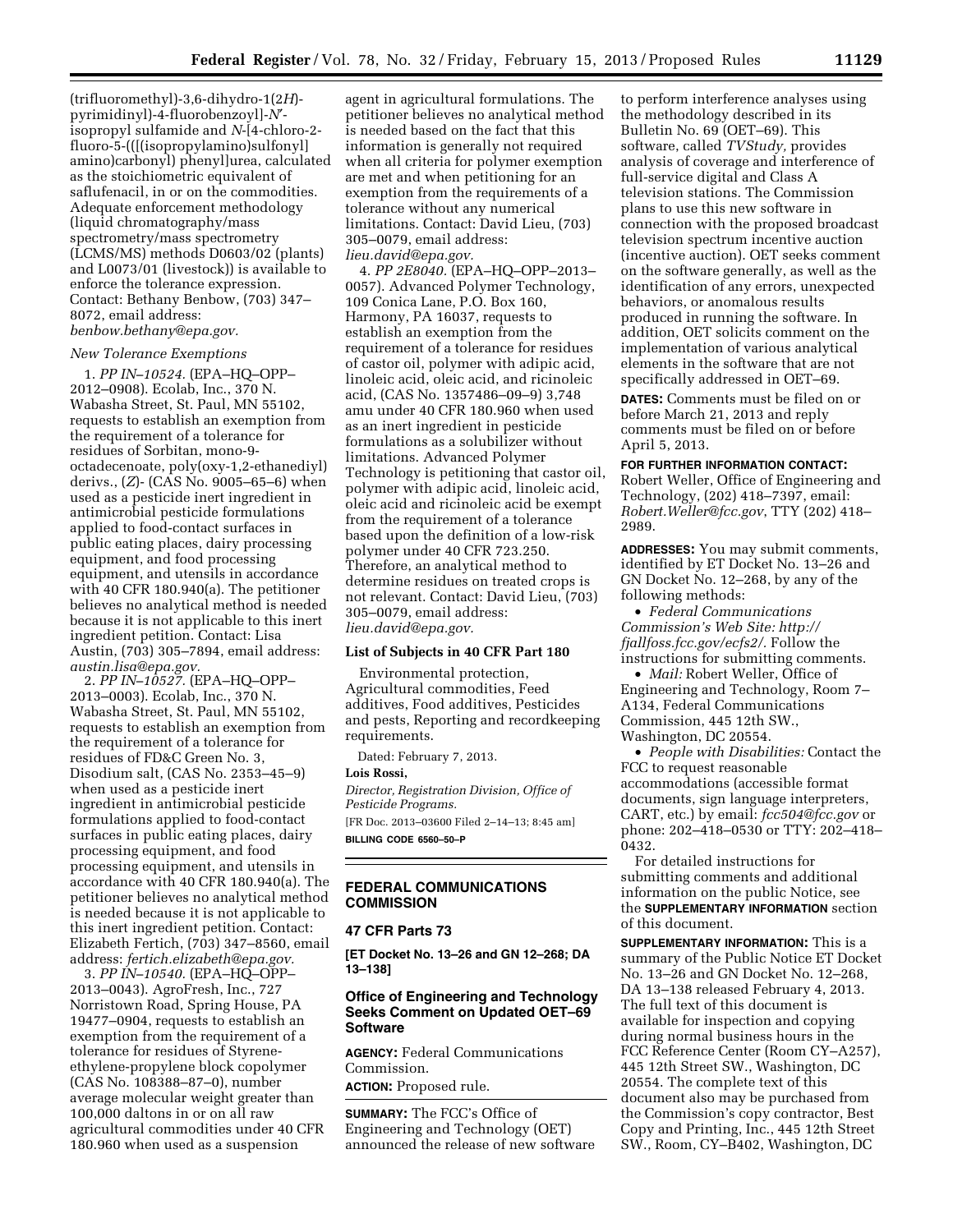(trifluoromethyl)-3,6-dihydro-1(2*H*)-pyrimidinyl)-4-fluorobenzoyl]-*N*′-isopropyl sulfamide and *N*-[4-chloro-2-fluoro-5-({[(isopropylamino)sulfonyl] amino}carbonyl) phenyl]urea, calculated as the stoichiometric equivalent of saflufenacil, in or on the commodities. Adequate enforcement methodology (liquid chromatography/mass spectrometry/mass spectrometry (LCMS/MS) methods D0603/02 (plants) and L0073/01 (livestock)) is available to enforce the tolerance expression. Contact: Bethany Benbow, (703) 347–8072, email address: *benbow.bethany@epa.gov.*

*New Tolerance Exemptions*

1. *PP IN–10524.* (EPA–HQ–OPP–2012–0908). Ecolab, Inc., 370 N. Wabasha Street, St. Paul, MN 55102, requests to establish an exemption from the requirement of a tolerance for residues of Sorbitan, mono-9-octadecenoate, poly(oxy-1,2-ethanediyl) derivs., (*Z*)- (CAS No. 9005–65–6) when used as a pesticide inert ingredient in antimicrobial pesticide formulations applied to food-contact surfaces in public eating places, dairy processing equipment, and food processing equipment, and utensils in accordance with 40 CFR 180.940(a). The petitioner believes no analytical method is needed because it is not applicable to this inert ingredient petition. Contact: Lisa Austin, (703) 305–7894, email address: *austin.lisa@epa.gov.*

2. *PP IN–10527.* (EPA–HQ–OPP–2013–0003). Ecolab, Inc., 370 N. Wabasha Street, St. Paul, MN 55102, requests to establish an exemption from the requirement of a tolerance for residues of FD&C Green No. 3, Disodium salt, (CAS No. 2353–45–9) when used as a pesticide inert ingredient in antimicrobial pesticide formulations applied to food-contact surfaces in public eating places, dairy processing equipment, and food processing equipment, and utensils in accordance with 40 CFR 180.940(a). The petitioner believes no analytical method is needed because it is not applicable to this inert ingredient petition. Contact: Elizabeth Fertich, (703) 347–8560, email address: *fertich.elizabeth@epa.gov.*

3. *PP IN–10540.* (EPA–HQ–OPP–2013–0043). AgroFresh, Inc., 727 Norristown Road, Spring House, PA 19477–0904, requests to establish an exemption from the requirement of a tolerance for residues of Styrene-ethylene-propylene block copolymer (CAS No. 108388–87–0), number average molecular weight greater than 100,000 daltons in or on all raw agricultural commodities under 40 CFR 180.960 when used as a suspension agent in agricultural formulations. The petitioner believes no analytical method is needed based on the fact that this information is generally not required when all criteria for polymer exemption are met and when petitioning for an exemption from the requirements of a tolerance without any numerical limitations. Contact: David Lieu, (703) 305–0079, email address: *lieu.david@epa.gov.*

4. *PP 2E8040.* (EPA–HQ–OPP–2013–0057). Advanced Polymer Technology, 109 Conica Lane, P.O. Box 160, Harmony, PA 16037, requests to establish an exemption from the requirement of a tolerance for residues of castor oil, polymer with adipic acid, linoleic acid, oleic acid, and ricinoleic acid, (CAS No. 1357486–09–9) 3,748 amu under 40 CFR 180.960 when used as an inert ingredient in pesticide formulations as a solubilizer without limitations. Advanced Polymer Technology is petitioning that castor oil, polymer with adipic acid, linoleic acid, oleic acid and ricinoleic acid be exempt from the requirement of a tolerance based upon the definition of a low-risk polymer under 40 CFR 723.250. Therefore, an analytical method to determine residues on treated crops is not relevant. Contact: David Lieu, (703) 305–0079, email address: *lieu.david@epa.gov.*

**List of Subjects in 40 CFR Part 180**

Environmental protection, Agricultural commodities, Feed additives, Food additives, Pesticides and pests, Reporting and recordkeeping requirements.

Dated: February 7, 2013.

**Lois Rossi,**

*Director, Registration Division, Office of Pesticide Programs.*

[FR Doc. 2013–03600 Filed 2–14–13; 8:45 am]

**BILLING CODE 6560–50–P**

---

## FEDERAL COMMUNICATIONS COMMISSION

### 47 CFR Parts 73

**[ET Docket No. 13–26 and GN 12–268; DA 13–138]**

### Office of Engineering and Technology Seeks Comment on Updated OET–69 Software

**AGENCY:** Federal Communications Commission.

**ACTION:** Proposed rule.

**SUMMARY:** The FCC's Office of Engineering and Technology (OET) announced the release of new software to perform interference analyses using the methodology described in its Bulletin No. 69 (OET–69). This software, called *TVStudy,* provides analysis of coverage and interference of full-service digital and Class A television stations. The Commission plans to use this new software in connection with the proposed broadcast television spectrum incentive auction (incentive auction). OET seeks comment on the software generally, as well as the identification of any errors, unexpected behaviors, or anomalous results produced in running the software. In addition, OET solicits comment on the implementation of various analytical elements in the software that are not specifically addressed in OET–69.

**DATES:** Comments must be filed on or before March 21, 2013 and reply comments must be filed on or before April 5, 2013.

**FOR FURTHER INFORMATION CONTACT:** Robert Weller, Office of Engineering and Technology, (202) 418–7397, email: *Robert.Weller@fcc.gov*, TTY (202) 418–2989.

**ADDRESSES:** You may submit comments, identified by ET Docket No. 13–26 and GN Docket No. 12–268, by any of the following methods:

- *Federal Communications Commission's Web Site: http://fjallfoss.fcc.gov/ecfs2/.* Follow the instructions for submitting comments.
- *Mail:* Robert Weller, Office of Engineering and Technology, Room 7–A134, Federal Communications Commission, 445 12th St SW., Washington, DC 20554.
- *People with Disabilities:* Contact the FCC to request reasonable accommodations (accessible format documents, sign language interpreters, CART, etc.) by email: *fcc504@fcc.gov* or phone: 202–418–0530 or TTY: 202–418–0432.

For detailed instructions for submitting comments and additional information on the public Notice, see the **SUPPLEMENTARY INFORMATION** section of this document.

**SUPPLEMENTARY INFORMATION:** This is a summary of the Public Notice ET Docket No. 13–26 and GN Docket No. 12–268, DA 13–138 released February 4, 2013. The full text of this document is available for inspection and copying during normal business hours in the FCC Reference Center (Room CY–A257), 445 12th Street SW., Washington, DC 20554. The complete text of this document also may be purchased from the Commission's copy contractor, Best Copy and Printing, Inc., 445 12th Street SW., Room, CY–B402, Washington, DC